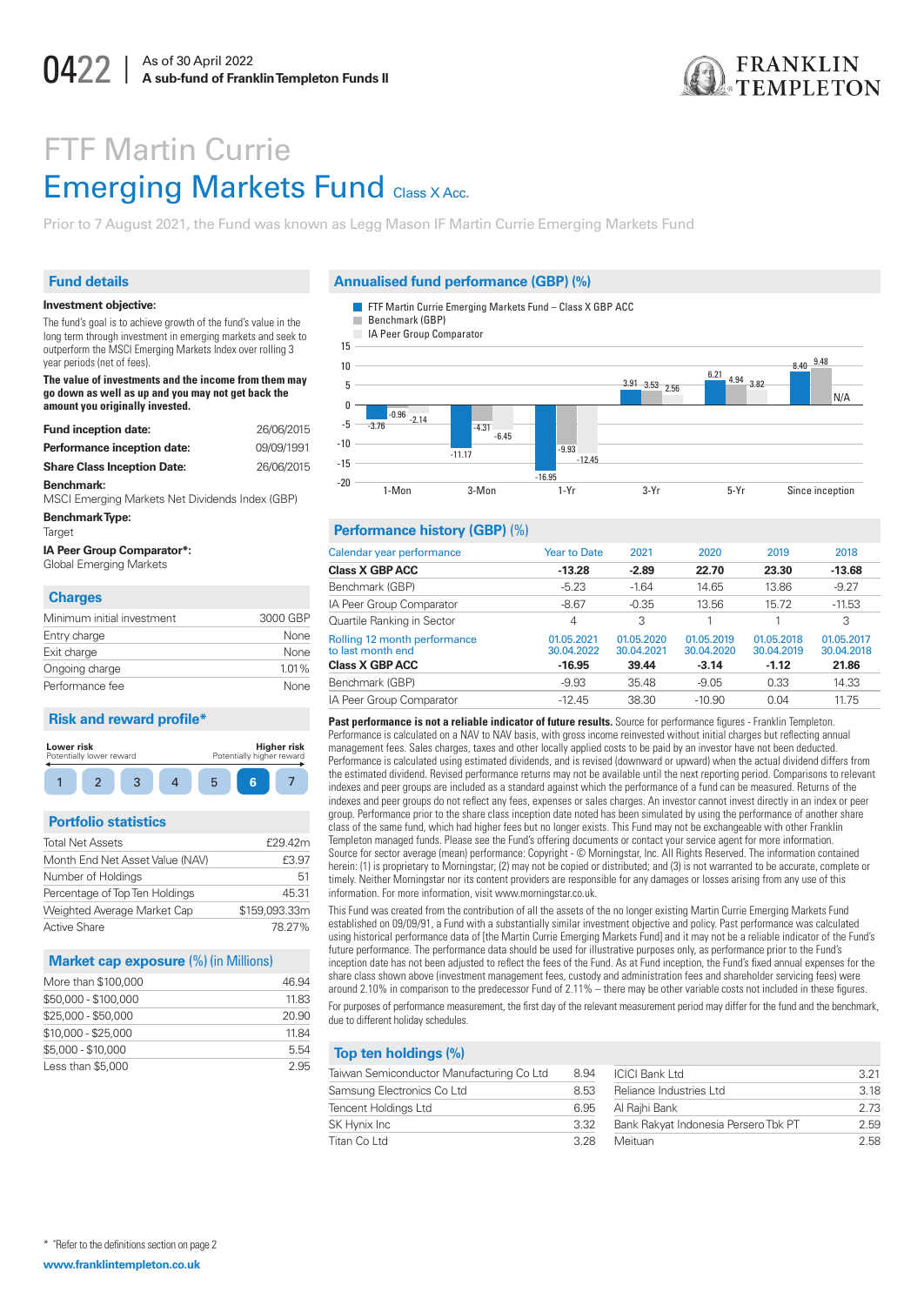As of 30 April 2022
**A sub-fund of Franklin Templeton Funds II**

# FTF Martin Currie Emerging Markets Fund Class X Acc.

Prior to 7 August 2021, the Fund was known as Legg Mason IF Martin Currie Emerging Markets Fund

## Fund details

**Investment objective:**

The fund's goal is to achieve growth of the fund's value in the long term through investment in emerging markets and seek to outperform the MSCI Emerging Markets Index over rolling 3 year periods (net of fees).

**The value of investments and the income from them may go down as well as up and you may not get back the amount you originally invested.**

| | |
|---|---|
| **Fund inception date:** | 26/06/2015 |
| **Performance inception date:** | 09/09/1991 |
| **Share Class Inception Date:** | 26/06/2015 |

**Benchmark:**
MSCI Emerging Markets Net Dividends Index (GBP)

**Benchmark Type:**
Target

**IA Peer Group Comparator*:**
Global Emerging Markets

## Charges

| | |
|---|---|
| Minimum initial investment | 3000 GBP |
| Entry charge | None |
| Exit charge | None |
| Ongoing charge | 1.01% |
| Performance fee | None |

## Risk and reward profile*

Lower risk — Potentially lower reward | Higher risk — Potentially higher reward

1 | 2 | 3 | 4 | 5 | **6** | 7

## Portfolio statistics

| | |
|---|---|
| Total Net Assets | £29.42m |
| Month End Net Asset Value (NAV) | £3.97 |
| Number of Holdings | 51 |
| Percentage of Top Ten Holdings | 45.31 |
| Weighted Average Market Cap | $159,093.33m |
| Active Share | 78.27% |

## Market cap exposure (%) (in Millions)

| | |
|---|---|
| More than $100,000 | 46.94 |
| $50,000 - $100,000 | 11.83 |
| $25,000 - $50,000 | 20.90 |
| $10,000 - $25,000 | 11.84 |
| $5,000 - $10,000 | 5.54 |
| Less than $5,000 | 2.95 |

## Annualised fund performance (GBP) (%)

| | 1-Mon | 3-Mon | 1-Yr | 3-Yr | 5-Yr | Since inception |
|---|---|---|---|---|---|---|
| FTF Martin Currie Emerging Markets Fund – Class X GBP ACC | -3.76 | -11.17 | -16.95 | 3.91 | 6.21 | 8.40 |
| Benchmark (GBP) | -0.96 | -4.31 | -9.93 | 3.53 | 4.94 | 9.48 |
| IA Peer Group Comparator | -2.14 | -6.45 | -12.45 | 2.56 | 3.82 | N/A |

## Performance history (GBP) (%)

| Calendar year performance | Year to Date | 2021 | 2020 | 2019 | 2018 |
|---|---|---|---|---|---|
| **Class X GBP ACC** | **-13.28** | **-2.89** | **22.70** | **23.30** | **-13.68** |
| Benchmark (GBP) | -5.23 | -1.64 | 14.65 | 13.86 | -9.27 |
| IA Peer Group Comparator | -8.67 | -0.35 | 13.56 | 15.72 | -11.53 |
| Quartile Ranking in Sector | 4 | 3 | 1 | 1 | 3 |
| **Rolling 12 month performance to last month end** | **01.05.2021 30.04.2022** | **01.05.2020 30.04.2021** | **01.05.2019 30.04.2020** | **01.05.2018 30.04.2019** | **01.05.2017 30.04.2018** |
| **Class X GBP ACC** | **-16.95** | **39.44** | **-3.14** | **-1.12** | **21.86** |
| Benchmark (GBP) | -9.93 | 35.48 | -9.05 | 0.33 | 14.33 |
| IA Peer Group Comparator | -12.45 | 38.30 | -10.90 | 0.04 | 11.75 |

**Past performance is not a reliable indicator of future results.** Source for performance figures - Franklin Templeton. Performance is calculated on a NAV to NAV basis, with gross income reinvested without initial charges but reflecting annual management fees. Sales charges, taxes and other locally applied costs to be paid by an investor have not been deducted. Performance is calculated using estimated dividends, and is revised (downward or upward) when the actual dividend differs from the estimated dividend. Revised performance returns may not be available until the next reporting period. Comparisons to relevant indexes and peer groups are included as a standard against which the performance of a fund can be measured. Returns of the indexes and peer groups do not reflect any fees, expenses or sales charges. An investor cannot invest directly in an index or peer group. Performance prior to the share class inception date noted has been simulated by using the performance of another share class of the same fund, which had higher fees but no longer exists. This Fund may not be exchangeable with other Franklin Templeton managed funds. Please see the Fund's offering documents or contact your service agent for more information. Source for sector average (mean) performance: Copyright - © Morningstar, Inc. All Rights Reserved. The information contained herein: (1) is proprietary to Morningstar; (2) may not be copied or distributed; and (3) is not warranted to be accurate, complete or timely. Neither Morningstar nor its content providers are responsible for any damages or losses arising from any use of this information. For more information, visit www.morningstar.co.uk.

This Fund was created from the contribution of all the assets of the no longer existing Martin Currie Emerging Markets Fund established on 09/09/91, a Fund with a substantially similar investment objective and policy. Past performance was calculated using historical performance data of [the Martin Currie Emerging Markets Fund] and it may not be a reliable indicator of the Fund's future performance. The performance data should be used for illustrative purposes only, as performance prior to the Fund's inception date has not been adjusted to reflect the fees of the Fund. As at Fund inception, the Fund's fixed annual expenses for the share class shown above (investment management fees, custody and administration fees and shareholder servicing fees) were around 2.10% in comparison to the predecessor Fund of 2.11% – there may be other variable costs not included in these figures.

For purposes of performance measurement, the first day of the relevant measurement period may differ for the fund and the benchmark, due to different holiday schedules.

## Top ten holdings (%)

| | |
|---|---|
| Taiwan Semiconductor Manufacturing Co Ltd | 8.94 |
| Samsung Electronics Co Ltd | 8.53 |
| Tencent Holdings Ltd | 6.95 |
| SK Hynix Inc | 3.32 |
| Titan Co Ltd | 3.28 |
| ICICI Bank Ltd | 3.21 |
| Reliance Industries Ltd | 3.18 |
| Al Rajhi Bank | 2.73 |
| Bank Rakyat Indonesia Persero Tbk PT | 2.59 |
| Meituan | 2.58 |

* *Refer to the definitions section on page 2

www.franklintempleton.co.uk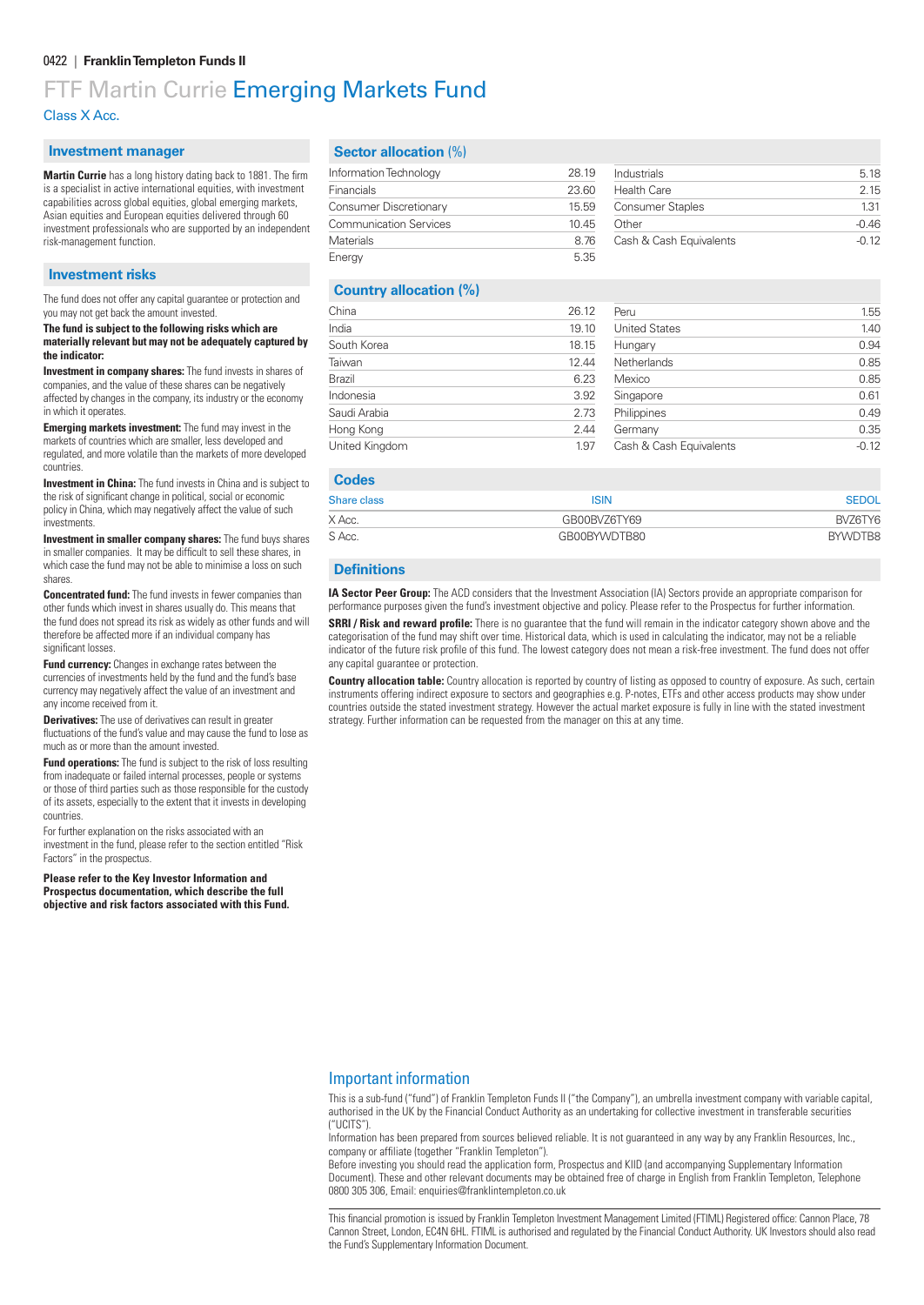0422 | **Franklin Templeton Funds II**

# FTF Martin Currie Emerging Markets Fund

Class X Acc.

## Investment manager

**Martin Currie** has a long history dating back to 1881. The firm is a specialist in active international equities, with investment capabilities across global equities, global emerging markets, Asian equities and European equities delivered through 60 investment professionals who are supported by an independent risk-management function.

## Investment risks

The fund does not offer any capital guarantee or protection and you may not get back the amount invested.

**The fund is subject to the following risks which are materially relevant but may not be adequately captured by the indicator:**

**Investment in company shares:** The fund invests in shares of companies, and the value of these shares can be negatively affected by changes in the company, its industry or the economy in which it operates.

**Emerging markets investment:** The fund may invest in the markets of countries which are smaller, less developed and regulated, and more volatile than the markets of more developed countries.

**Investment in China:** The fund invests in China and is subject to the risk of significant change in political, social or economic policy in China, which may negatively affect the value of such investments.

**Investment in smaller company shares:** The fund buys shares in smaller companies. It may be difficult to sell these shares, in which case the fund may not be able to minimise a loss on such shares.

**Concentrated fund:** The fund invests in fewer companies than other funds which invest in shares usually do. This means that the fund does not spread its risk as widely as other funds and will therefore be affected more if an individual company has significant losses.

**Fund currency:** Changes in exchange rates between the currencies of investments held by the fund and the fund's base currency may negatively affect the value of an investment and any income received from it.

**Derivatives:** The use of derivatives can result in greater fluctuations of the fund's value and may cause the fund to lose as much as or more than the amount invested.

**Fund operations:** The fund is subject to the risk of loss resulting from inadequate or failed internal processes, people or systems or those of third parties such as those responsible for the custody of its assets, especially to the extent that it invests in developing countries.

For further explanation on the risks associated with an investment in the fund, please refer to the section entitled "Risk Factors" in the prospectus.

**Please refer to the Key Investor Information and Prospectus documentation, which describe the full objective and risk factors associated with this Fund.**

## Sector allocation (%)

| | |
|---|---|
| Information Technology | 28.19 |
| Financials | 23.60 |
| Consumer Discretionary | 15.59 |
| Communication Services | 10.45 |
| Materials | 8.76 |
| Energy | 5.35 |
| Industrials | 5.18 |
| Health Care | 2.15 |
| Consumer Staples | 1.31 |
| Other | -0.46 |
| Cash & Cash Equivalents | -0.12 |

## Country allocation (%)

| | |
|---|---|
| China | 26.12 |
| India | 19.10 |
| South Korea | 18.15 |
| Taiwan | 12.44 |
| Brazil | 6.23 |
| Indonesia | 3.92 |
| Saudi Arabia | 2.73 |
| Hong Kong | 2.44 |
| United Kingdom | 1.97 |
| Peru | 1.55 |
| United States | 1.40 |
| Hungary | 0.94 |
| Netherlands | 0.85 |
| Mexico | 0.85 |
| Singapore | 0.61 |
| Philippines | 0.49 |
| Germany | 0.35 |
| Cash & Cash Equivalents | -0.12 |

## Codes

| Share class | ISIN | SEDOL |
|---|---|---|
| X Acc. | GB00BVZ6TY69 | BVZ6TY6 |
| S Acc. | GB00BYWDTB80 | BYWDTB8 |

## Definitions

**IA Sector Peer Group:** The ACD considers that the Investment Association (IA) Sectors provide an appropriate comparison for performance purposes given the fund's investment objective and policy. Please refer to the Prospectus for further information.

**SRRI / Risk and reward profile:** There is no guarantee that the fund will remain in the indicator category shown above and the categorisation of the fund may shift over time. Historical data, which is used in calculating the indicator, may not be a reliable indicator of the future risk profile of this fund. The lowest category does not mean a risk-free investment. The fund does not offer any capital guarantee or protection.

**Country allocation table:** Country allocation is reported by country of listing as opposed to country of exposure. As such, certain instruments offering indirect exposure to sectors and geographies e.g. P-notes, ETFs and other access products may show under countries outside the stated investment strategy. However the actual market exposure is fully in line with the stated investment strategy. Further information can be requested from the manager on this at any time.

## Important information

This is a sub-fund ("fund") of Franklin Templeton Funds II ("the Company"), an umbrella investment company with variable capital, authorised in the UK by the Financial Conduct Authority as an undertaking for collective investment in transferable securities ("UCITS").

Information has been prepared from sources believed reliable. It is not guaranteed in any way by any Franklin Resources, Inc., company or affiliate (together "Franklin Templeton").

Before investing you should read the application form, Prospectus and KIID (and accompanying Supplementary Information Document). These and other relevant documents may be obtained free of charge in English from Franklin Templeton, Telephone 0800 305 306, Email: enquiries@franklintempleton.co.uk

This financial promotion is issued by Franklin Templeton Investment Management Limited (FTIML) Registered office: Cannon Place, 78 Cannon Street, London, EC4N 6HL. FTIML is authorised and regulated by the Financial Conduct Authority. UK Investors should also read the Fund's Supplementary Information Document.